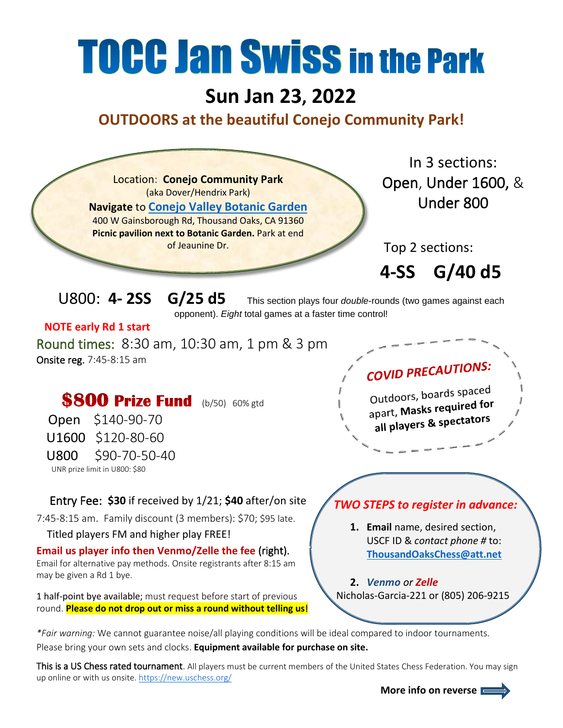# TOCC Jan Swiss in the Park

## Sun Jan 23, 2022

### OUTDOORS at the beautiful Conejo Community Park!

Location: **Conejo Community Park**
(aka Dover/Hendrix Park)
**Navigate** to **[Conejo Valley Botanic Garden]**
400 W Gainsborough Rd, Thousand Oaks, CA 91360
**Picnic pavilion next to Botanic Garden.** Park at end of Jeaunine Dr.

In 3 sections:
Open, Under 1600, & Under 800

Top 2 sections:
**4-SS G/40 d5**

U800: **4- 2SS G/25 d5** This section plays four *double*-rounds (two games against each opponent). *Eight* total games at a faster time control!

**NOTE early Rd 1 start**

Round times: 8:30 am, 10:30 am, 1 pm & 3 pm
Onsite reg. 7:45-8:15 am

**COVID PRECAUTIONS:**
Outdoors, boards spaced apart, **Masks required for all players & spectators**

## $800 Prize Fund (b/50) 60% gtd

| | |
|---|---|
| Open | $140-90-70 |
| U1600 | $120-80-60 |
| U800 | $90-70-50-40 |

UNR prize limit in U800: $80

Entry Fee: **$30** if received by 1/21; **$40** after/on site 7:45-8:15 am. Family discount (3 members): $70; $95 late.
Titled players FM and higher play FREE!

**Email us player info then Venmo/Zelle the fee** (right).
Email for alternative pay methods. Onsite registrants after 8:15 am may be given a Rd 1 bye.

1 half-point bye available; must request before start of previous round. **Please do not drop out or miss a round without telling us!**

***TWO STEPS to register in advance:***

1. **Email** name, desired section, USCF ID & *contact phone #* to: **ThousandOaksChess@att.net**
2. ***Venmo** or **Zelle***
Nicholas-Garcia-221 or (805) 206-9215

*\*Fair warning:* We cannot guarantee noise/all playing conditions will be ideal compared to indoor tournaments. Please bring your own sets and clocks. **Equipment available for purchase on site.**

This is a US Chess rated tournament. All players must be current members of the United States Chess Federation. You may sign up online or with us onsite. https://new.uschess.org/

**More info on reverse**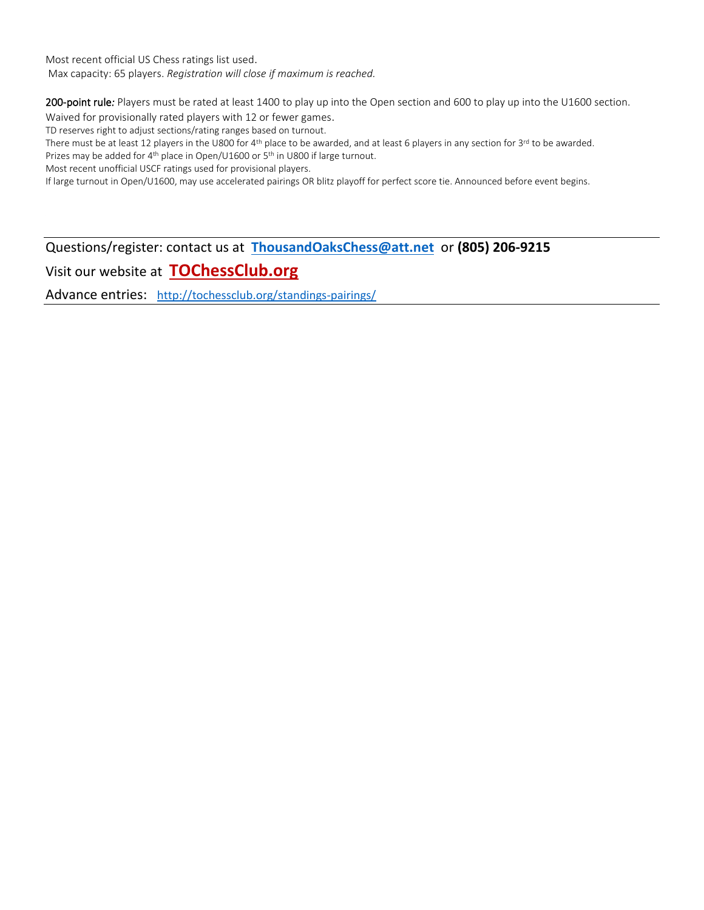Most recent official US Chess ratings list used.

Max capacity: 65 players. *Registration will close if maximum is reached.*

200-point rule*:* Players must be rated at least 1400 to play up into the Open section and 600 to play up into the U1600 section.

Waived for provisionally rated players with 12 or fewer games.

TD reserves right to adjust sections/rating ranges based on turnout.

There must be at least 12 players in the U800 for 4th place to be awarded, and at least 6 players in any section for 3rd to be awarded.

Prizes may be added for 4th place in Open/U1600 or 5th in U800 if large turnout.

Most recent unofficial USCF ratings used for provisional players.

If large turnout in Open/U1600, may use accelerated pairings OR blitz playoff for perfect score tie. Announced before event begins.

---

Questions/register: contact us at **ThousandOaksChess@att.net** or **(805) 206-9215**

Visit our website at **TOChessClub.org**

Advance entries: http://tochessclub.org/standings-pairings/